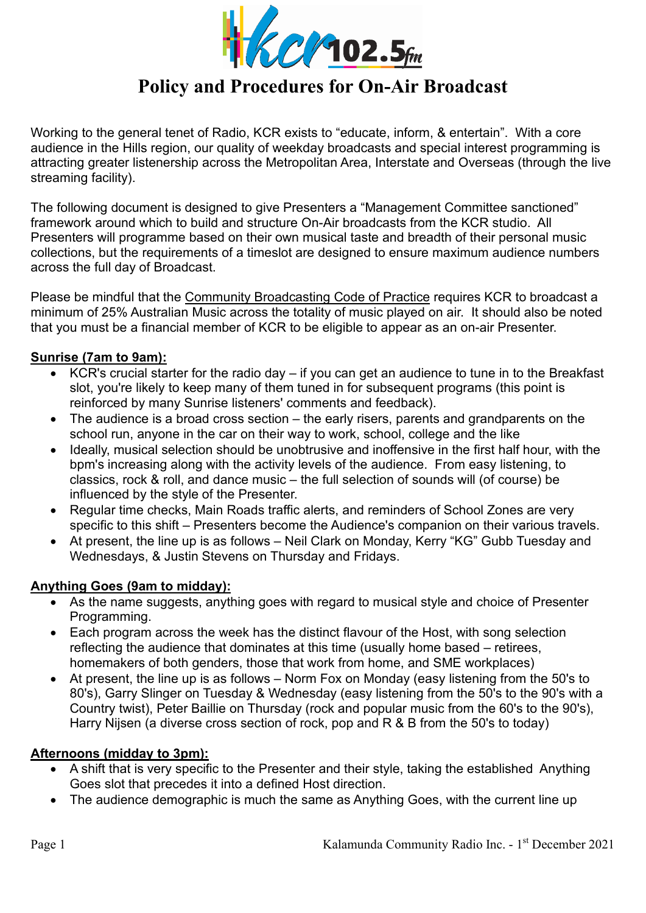# Policy and Procedures for On-Air Broadcast

Working to the general tenet of Radio, KCR exists to "educate, inform, & entertain". With a core audience in the Hills region, our quality of weekday broadcasts and special interest programming is attracting greater listenership across the Metropolitan Area, Interstate and Overseas (through the live streaming facility).

The following document is designed to give Presenters a "Management Committee sanctioned" framework around which to build and structure On-Air broadcasts from the KCR studio. All Presenters will programme based on their own musical taste and breadth of their personal music collections, but the requirements of a timeslot are designed to ensure maximum audience numbers across the full day of Broadcast.

Please be mindful that the Community Broadcasting Code of Practice requires KCR to broadcast a minimum of 25% Australian Music across the totality of music played on air. It should also be noted that you must be a financial member of KCR to be eligible to appear as an on-air Presenter.

**Sunrise (7am to 9am):**

- KCR's crucial starter for the radio day – if you can get an audience to tune in to the Breakfast slot, you're likely to keep many of them tuned in for subsequent programs (this point is reinforced by many Sunrise listeners' comments and feedback).
- The audience is a broad cross section – the early risers, parents and grandparents on the school run, anyone in the car on their way to work, school, college and the like
- Ideally, musical selection should be unobtrusive and inoffensive in the first half hour, with the bpm's increasing along with the activity levels of the audience. From easy listening, to classics, rock & roll, and dance music – the full selection of sounds will (of course) be influenced by the style of the Presenter.
- Regular time checks, Main Roads traffic alerts, and reminders of School Zones are very specific to this shift – Presenters become the Audience's companion on their various travels.
- At present, the line up is as follows – Neil Clark on Monday, Kerry "KG" Gubb Tuesday and Wednesdays, & Justin Stevens on Thursday and Fridays.

**Anything Goes (9am to midday):**

- As the name suggests, anything goes with regard to musical style and choice of Presenter Programming.
- Each program across the week has the distinct flavour of the Host, with song selection reflecting the audience that dominates at this time (usually home based – retirees, homemakers of both genders, those that work from home, and SME workplaces)
- At present, the line up is as follows – Norm Fox on Monday (easy listening from the 50's to 80's), Garry Slinger on Tuesday & Wednesday (easy listening from the 50's to the 90's with a Country twist), Peter Baillie on Thursday (rock and popular music from the 60's to the 90's), Harry Nijsen (a diverse cross section of rock, pop and R & B from the 50's to today)

**Afternoons (midday to 3pm):**

- A shift that is very specific to the Presenter and their style, taking the established Anything Goes slot that precedes it into a defined Host direction.
- The audience demographic is much the same as Anything Goes, with the current line up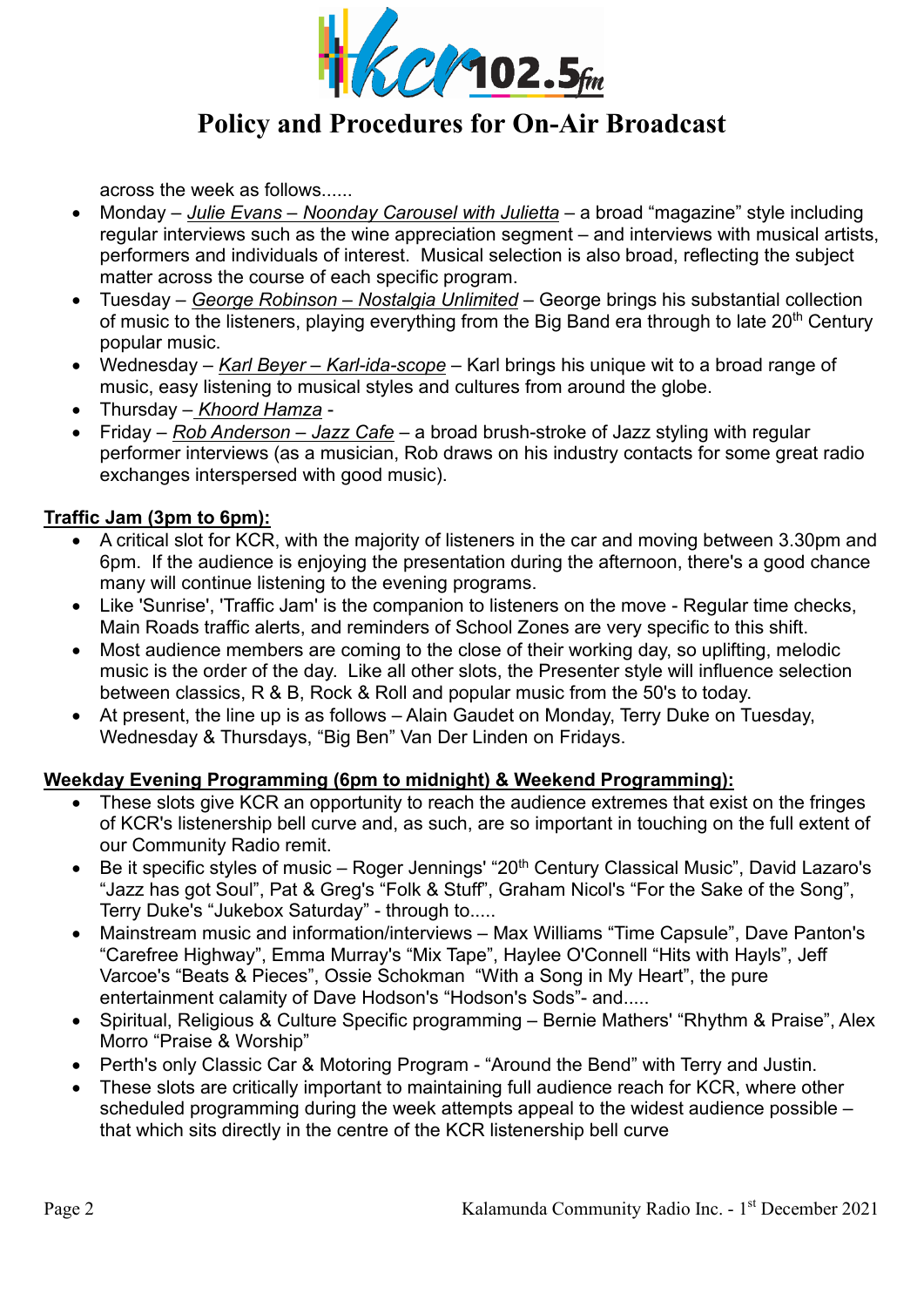across the week as follows......

- Monday – *Julie Evans – Noonday Carousel with Julietta* – a broad "magazine" style including regular interviews such as the wine appreciation segment – and interviews with musical artists, performers and individuals of interest. Musical selection is also broad, reflecting the subject matter across the course of each specific program.
- Tuesday – *George Robinson – Nostalgia Unlimited* – George brings his substantial collection of music to the listeners, playing everything from the Big Band era through to late 20th Century popular music.
- Wednesday – *Karl Beyer – Karl-ida-scope* – Karl brings his unique wit to a broad range of music, easy listening to musical styles and cultures from around the globe.
- Thursday – *Khoord Hamza* -
- Friday – *Rob Anderson – Jazz Cafe* – a broad brush-stroke of Jazz styling with regular performer interviews (as a musician, Rob draws on his industry contacts for some great radio exchanges interspersed with good music).

**Traffic Jam (3pm to 6pm):**

- A critical slot for KCR, with the majority of listeners in the car and moving between 3.30pm and 6pm. If the audience is enjoying the presentation during the afternoon, there's a good chance many will continue listening to the evening programs.
- Like 'Sunrise', 'Traffic Jam' is the companion to listeners on the move - Regular time checks, Main Roads traffic alerts, and reminders of School Zones are very specific to this shift.
- Most audience members are coming to the close of their working day, so uplifting, melodic music is the order of the day. Like all other slots, the Presenter style will influence selection between classics, R & B, Rock & Roll and popular music from the 50's to today.
- At present, the line up is as follows – Alain Gaudet on Monday, Terry Duke on Tuesday, Wednesday & Thursdays, "Big Ben" Van Der Linden on Fridays.

**Weekday Evening Programming (6pm to midnight) & Weekend Programming):**

- These slots give KCR an opportunity to reach the audience extremes that exist on the fringes of KCR's listenership bell curve and, as such, are so important in touching on the full extent of our Community Radio remit.
- Be it specific styles of music – Roger Jennings' "20th Century Classical Music", David Lazaro's "Jazz has got Soul", Pat & Greg's "Folk & Stuff", Graham Nicol's "For the Sake of the Song", Terry Duke's "Jukebox Saturday" - through to.....
- Mainstream music and information/interviews – Max Williams "Time Capsule", Dave Panton's "Carefree Highway", Emma Murray's "Mix Tape", Haylee O'Connell "Hits with Hayls", Jeff Varcoe's "Beats & Pieces", Ossie Schokman "With a Song in My Heart", the pure entertainment calamity of Dave Hodson's "Hodson's Sods"- and.....
- Spiritual, Religious & Culture Specific programming – Bernie Mathers' "Rhythm & Praise", Alex Morro "Praise & Worship"
- Perth's only Classic Car & Motoring Program - "Around the Bend" with Terry and Justin.
- These slots are critically important to maintaining full audience reach for KCR, where other scheduled programming during the week attempts appeal to the widest audience possible – that which sits directly in the centre of the KCR listenership bell curve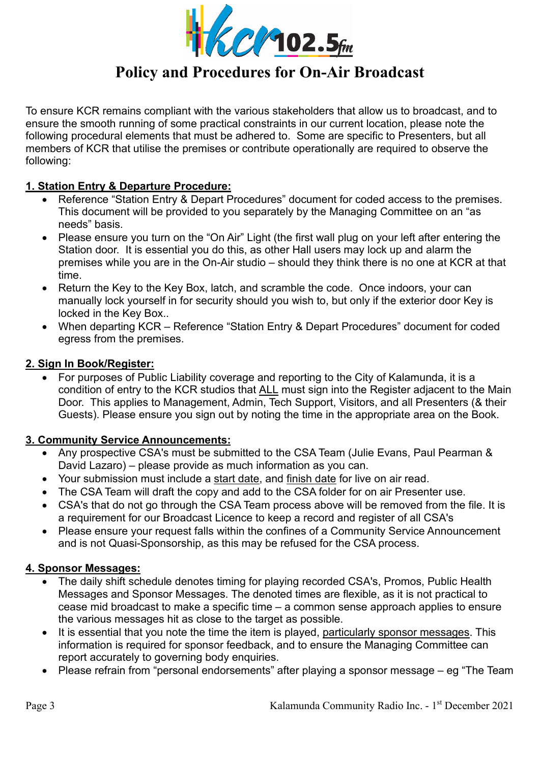# Policy and Procedures for On-Air Broadcast

To ensure KCR remains compliant with the various stakeholders that allow us to broadcast, and to ensure the smooth running of some practical constraints in our current location, please note the following procedural elements that must be adhered to. Some are specific to Presenters, but all members of KCR that utilise the premises or contribute operationally are required to observe the following:

## 1. Station Entry & Departure Procedure:

- Reference "Station Entry & Depart Procedures" document for coded access to the premises. This document will be provided to you separately by the Managing Committee on an "as needs" basis.
- Please ensure you turn on the "On Air" Light (the first wall plug on your left after entering the Station door. It is essential you do this, as other Hall users may lock up and alarm the premises while you are in the On-Air studio – should they think there is no one at KCR at that time.
- Return the Key to the Key Box, latch, and scramble the code. Once indoors, your can manually lock yourself in for security should you wish to, but only if the exterior door Key is locked in the Key Box..
- When departing KCR – Reference "Station Entry & Depart Procedures" document for coded egress from the premises.

## 2. Sign In Book/Register:

- For purposes of Public Liability coverage and reporting to the City of Kalamunda, it is a condition of entry to the KCR studios that ALL must sign into the Register adjacent to the Main Door. This applies to Management, Admin, Tech Support, Visitors, and all Presenters (& their Guests). Please ensure you sign out by noting the time in the appropriate area on the Book.

## 3. Community Service Announcements:

- Any prospective CSA's must be submitted to the CSA Team (Julie Evans, Paul Pearman & David Lazaro) – please provide as much information as you can.
- Your submission must include a start date, and finish date for live on air read.
- The CSA Team will draft the copy and add to the CSA folder for on air Presenter use.
- CSA's that do not go through the CSA Team process above will be removed from the file. It is a requirement for our Broadcast Licence to keep a record and register of all CSA's
- Please ensure your request falls within the confines of a Community Service Announcement and is not Quasi-Sponsorship, as this may be refused for the CSA process.

## 4. Sponsor Messages:

- The daily shift schedule denotes timing for playing recorded CSA's, Promos, Public Health Messages and Sponsor Messages. The denoted times are flexible, as it is not practical to cease mid broadcast to make a specific time – a common sense approach applies to ensure the various messages hit as close to the target as possible.
- It is essential that you note the time the item is played, particularly sponsor messages. This information is required for sponsor feedback, and to ensure the Managing Committee can report accurately to governing body enquiries.
- Please refrain from "personal endorsements" after playing a sponsor message – eg "The Team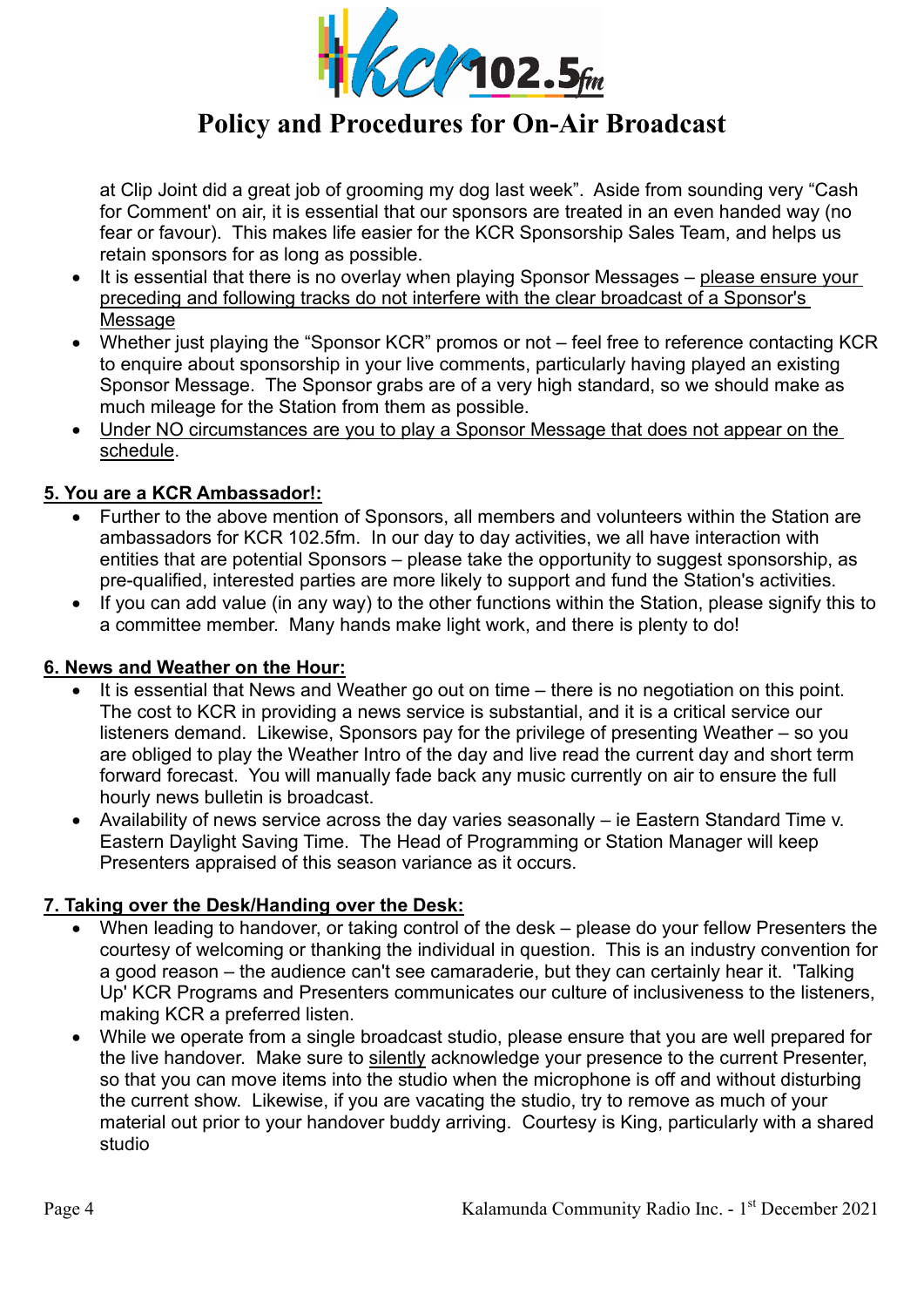at Clip Joint did a great job of grooming my dog last week". Aside from sounding very "Cash for Comment' on air, it is essential that our sponsors are treated in an even handed way (no fear or favour). This makes life easier for the KCR Sponsorship Sales Team, and helps us retain sponsors for as long as possible.

- It is essential that there is no overlay when playing Sponsor Messages – <u>please ensure your preceding and following tracks do not interfere with the clear broadcast of a Sponsor's Message</u>
- Whether just playing the "Sponsor KCR" promos or not – feel free to reference contacting KCR to enquire about sponsorship in your live comments, particularly having played an existing Sponsor Message. The Sponsor grabs are of a very high standard, so we should make as much mileage for the Station from them as possible.
- <u>Under NO circumstances are you to play a Sponsor Message that does not appear on the schedule</u>.

## 5. You are a KCR Ambassador!:

- Further to the above mention of Sponsors, all members and volunteers within the Station are ambassadors for KCR 102.5fm. In our day to day activities, we all have interaction with entities that are potential Sponsors – please take the opportunity to suggest sponsorship, as pre-qualified, interested parties are more likely to support and fund the Station's activities.
- If you can add value (in any way) to the other functions within the Station, please signify this to a committee member. Many hands make light work, and there is plenty to do!

## 6. News and Weather on the Hour:

- It is essential that News and Weather go out on time – there is no negotiation on this point. The cost to KCR in providing a news service is substantial, and it is a critical service our listeners demand. Likewise, Sponsors pay for the privilege of presenting Weather – so you are obliged to play the Weather Intro of the day and live read the current day and short term forward forecast. You will manually fade back any music currently on air to ensure the full hourly news bulletin is broadcast.
- Availability of news service across the day varies seasonally – ie Eastern Standard Time v. Eastern Daylight Saving Time. The Head of Programming or Station Manager will keep Presenters appraised of this season variance as it occurs.

## 7. Taking over the Desk/Handing over the Desk:

- When leading to handover, or taking control of the desk – please do your fellow Presenters the courtesy of welcoming or thanking the individual in question. This is an industry convention for a good reason – the audience can't see camaraderie, but they can certainly hear it. 'Talking Up' KCR Programs and Presenters communicates our culture of inclusiveness to the listeners, making KCR a preferred listen.
- While we operate from a single broadcast studio, please ensure that you are well prepared for the live handover. Make sure to <u>silently</u> acknowledge your presence to the current Presenter, so that you can move items into the studio when the microphone is off and without disturbing the current show. Likewise, if you are vacating the studio, try to remove as much of your material out prior to your handover buddy arriving. Courtesy is King, particularly with a shared studio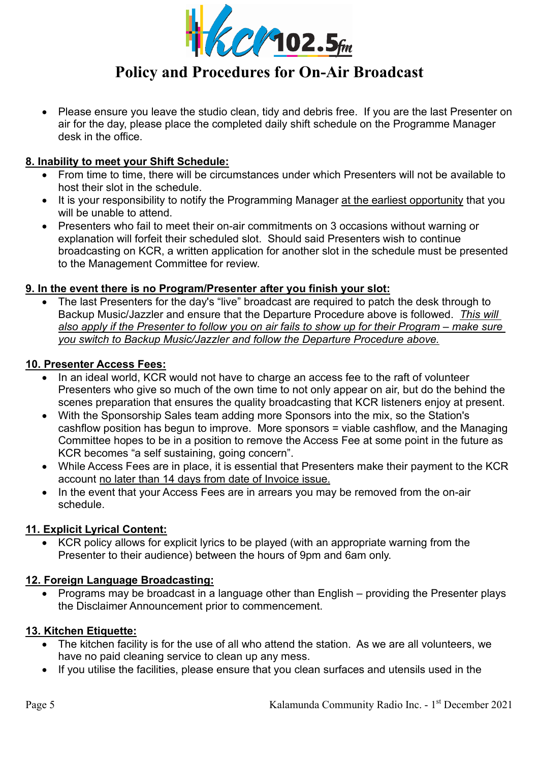- Please ensure you leave the studio clean, tidy and debris free. If you are the last Presenter on air for the day, please place the completed daily shift schedule on the Programme Manager desk in the office.

## 8. Inability to meet your Shift Schedule:

- From time to time, there will be circumstances under which Presenters will not be available to host their slot in the schedule.
- It is your responsibility to notify the Programming Manager at the earliest opportunity that you will be unable to attend.
- Presenters who fail to meet their on-air commitments on 3 occasions without warning or explanation will forfeit their scheduled slot. Should said Presenters wish to continue broadcasting on KCR, a written application for another slot in the schedule must be presented to the Management Committee for review.

## 9. In the event there is no Program/Presenter after you finish your slot:

- The last Presenters for the day's "live" broadcast are required to patch the desk through to Backup Music/Jazzler and ensure that the Departure Procedure above is followed. *This will also apply if the Presenter to follow you on air fails to show up for their Program – make sure you switch to Backup Music/Jazzler and follow the Departure Procedure above.*

## 10. Presenter Access Fees:

- In an ideal world, KCR would not have to charge an access fee to the raft of volunteer Presenters who give so much of the own time to not only appear on air, but do the behind the scenes preparation that ensures the quality broadcasting that KCR listeners enjoy at present.
- With the Sponsorship Sales team adding more Sponsors into the mix, so the Station's cashflow position has begun to improve. More sponsors = viable cashflow, and the Managing Committee hopes to be in a position to remove the Access Fee at some point in the future as KCR becomes "a self sustaining, going concern".
- While Access Fees are in place, it is essential that Presenters make their payment to the KCR account no later than 14 days from date of Invoice issue.
- In the event that your Access Fees are in arrears you may be removed from the on-air schedule.

## 11. Explicit Lyrical Content:

- KCR policy allows for explicit lyrics to be played (with an appropriate warning from the Presenter to their audience) between the hours of 9pm and 6am only.

## 12. Foreign Language Broadcasting:

- Programs may be broadcast in a language other than English – providing the Presenter plays the Disclaimer Announcement prior to commencement.

## 13. Kitchen Etiquette:

- The kitchen facility is for the use of all who attend the station. As we are all volunteers, we have no paid cleaning service to clean up any mess.
- If you utilise the facilities, please ensure that you clean surfaces and utensils used in the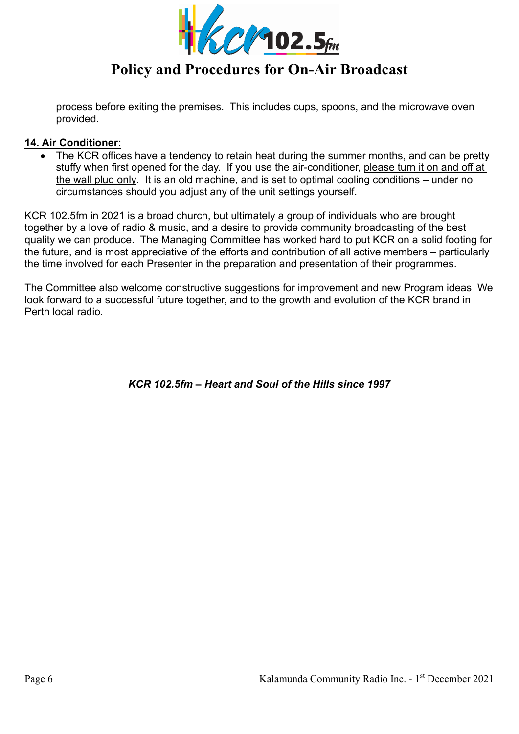process before exiting the premises. This includes cups, spoons, and the microwave oven provided.

**14. Air Conditioner:**

- The KCR offices have a tendency to retain heat during the summer months, and can be pretty stuffy when first opened for the day. If you use the air-conditioner, please turn it on and off at the wall plug only. It is an old machine, and is set to optimal cooling conditions – under no circumstances should you adjust any of the unit settings yourself.

KCR 102.5fm in 2021 is a broad church, but ultimately a group of individuals who are brought together by a love of radio & music, and a desire to provide community broadcasting of the best quality we can produce. The Managing Committee has worked hard to put KCR on a solid footing for the future, and is most appreciative of the efforts and contribution of all active members – particularly the time involved for each Presenter in the preparation and presentation of their programmes.

The Committee also welcome constructive suggestions for improvement and new Program ideas We look forward to a successful future together, and to the growth and evolution of the KCR brand in Perth local radio.

***KCR 102.5fm – Heart and Soul of the Hills since 1997***